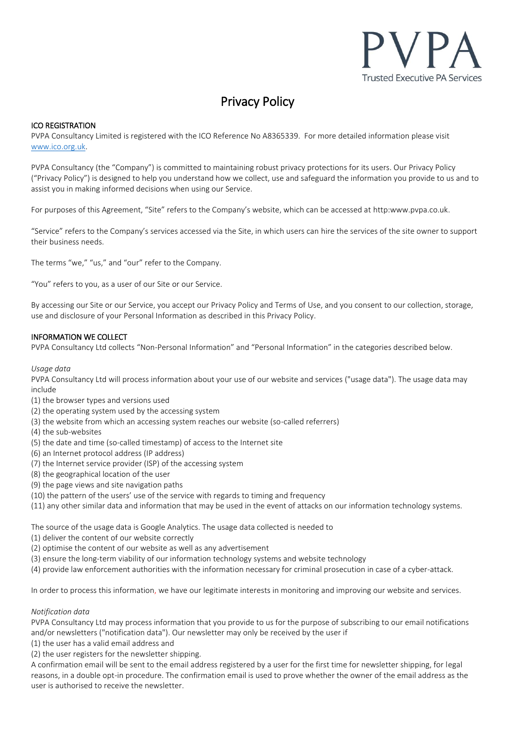PVPA
Trusted Executive PA Services

# Privacy Policy

## ICO REGISTRATION

PVPA Consultancy Limited is registered with the ICO Reference No A8365339. For more detailed information please visit [www.ico.org.uk](www.ico.org.uk).

PVPA Consultancy (the "Company") is committed to maintaining robust privacy protections for its users. Our Privacy Policy ("Privacy Policy") is designed to help you understand how we collect, use and safeguard the information you provide to us and to assist you in making informed decisions when using our Service.

For purposes of this Agreement, "Site" refers to the Company's website, which can be accessed at http:www.pvpa.co.uk.

"Service" refers to the Company's services accessed via the Site, in which users can hire the services of the site owner to support their business needs.

The terms "we," "us," and "our" refer to the Company.

"You" refers to you, as a user of our Site or our Service.

By accessing our Site or our Service, you accept our Privacy Policy and Terms of Use, and you consent to our collection, storage, use and disclosure of your Personal Information as described in this Privacy Policy.

## INFORMATION WE COLLECT

PVPA Consultancy Ltd collects "Non-Personal Information" and "Personal Information" in the categories described below.

*Usage data*

PVPA Consultancy Ltd will process information about your use of our website and services ("usage data"). The usage data may include

(1) the browser types and versions used
(2) the operating system used by the accessing system
(3) the website from which an accessing system reaches our website (so-called referrers)
(4) the sub-websites
(5) the date and time (so-called timestamp) of access to the Internet site
(6) an Internet protocol address (IP address)
(7) the Internet service provider (ISP) of the accessing system
(8) the geographical location of the user
(9) the page views and site navigation paths
(10) the pattern of the users' use of the service with regards to timing and frequency
(11) any other similar data and information that may be used in the event of attacks on our information technology systems.

The source of the usage data is Google Analytics. The usage data collected is needed to

(1) deliver the content of our website correctly
(2) optimise the content of our website as well as any advertisement
(3) ensure the long-term viability of our information technology systems and website technology
(4) provide law enforcement authorities with the information necessary for criminal prosecution in case of a cyber-attack.

In order to process this information, we have our legitimate interests in monitoring and improving our website and services.

*Notification data*

PVPA Consultancy Ltd may process information that you provide to us for the purpose of subscribing to our email notifications and/or newsletters ("notification data"). Our newsletter may only be received by the user if

(1) the user has a valid email address and
(2) the user registers for the newsletter shipping.

A confirmation email will be sent to the email address registered by a user for the first time for newsletter shipping, for legal reasons, in a double opt-in procedure. The confirmation email is used to prove whether the owner of the email address as the user is authorised to receive the newsletter.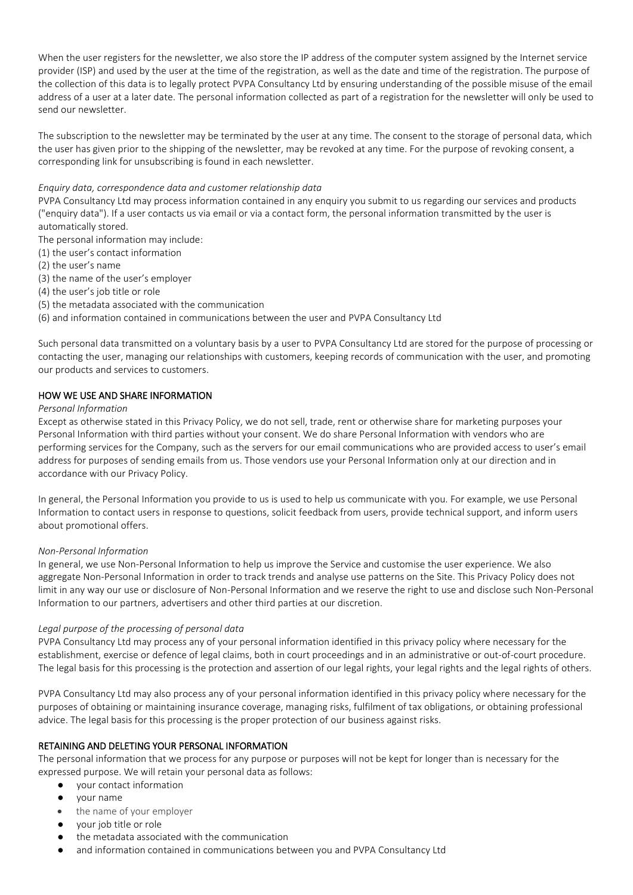When the user registers for the newsletter, we also store the IP address of the computer system assigned by the Internet service provider (ISP) and used by the user at the time of the registration, as well as the date and time of the registration. The purpose of the collection of this data is to legally protect PVPA Consultancy Ltd by ensuring understanding of the possible misuse of the email address of a user at a later date. The personal information collected as part of a registration for the newsletter will only be used to send our newsletter.

The subscription to the newsletter may be terminated by the user at any time. The consent to the storage of personal data, which the user has given prior to the shipping of the newsletter, may be revoked at any time. For the purpose of revoking consent, a corresponding link for unsubscribing is found in each newsletter.

*Enquiry data, correspondence data and customer relationship data*

PVPA Consultancy Ltd may process information contained in any enquiry you submit to us regarding our services and products ("enquiry data"). If a user contacts us via email or via a contact form, the personal information transmitted by the user is automatically stored.

The personal information may include:

(1) the user's contact information
(2) the user's name
(3) the name of the user's employer
(4) the user's job title or role
(5) the metadata associated with the communication
(6) and information contained in communications between the user and PVPA Consultancy Ltd

Such personal data transmitted on a voluntary basis by a user to PVPA Consultancy Ltd are stored for the purpose of processing or contacting the user, managing our relationships with customers, keeping records of communication with the user, and promoting our products and services to customers.

## HOW WE USE AND SHARE INFORMATION

*Personal Information*

Except as otherwise stated in this Privacy Policy, we do not sell, trade, rent or otherwise share for marketing purposes your Personal Information with third parties without your consent. We do share Personal Information with vendors who are performing services for the Company, such as the servers for our email communications who are provided access to user's email address for purposes of sending emails from us. Those vendors use your Personal Information only at our direction and in accordance with our Privacy Policy.

In general, the Personal Information you provide to us is used to help us communicate with you. For example, we use Personal Information to contact users in response to questions, solicit feedback from users, provide technical support, and inform users about promotional offers.

*Non-Personal Information*

In general, we use Non-Personal Information to help us improve the Service and customise the user experience. We also aggregate Non-Personal Information in order to track trends and analyse use patterns on the Site. This Privacy Policy does not limit in any way our use or disclosure of Non-Personal Information and we reserve the right to use and disclose such Non-Personal Information to our partners, advertisers and other third parties at our discretion.

*Legal purpose of the processing of personal data*

PVPA Consultancy Ltd may process any of your personal information identified in this privacy policy where necessary for the establishment, exercise or defence of legal claims, both in court proceedings and in an administrative or out-of-court procedure. The legal basis for this processing is the protection and assertion of our legal rights, your legal rights and the legal rights of others.

PVPA Consultancy Ltd may also process any of your personal information identified in this privacy policy where necessary for the purposes of obtaining or maintaining insurance coverage, managing risks, fulfilment of tax obligations, or obtaining professional advice. The legal basis for this processing is the proper protection of our business against risks.

## RETAINING AND DELETING YOUR PERSONAL INFORMATION

The personal information that we process for any purpose or purposes will not be kept for longer than is necessary for the expressed purpose. We will retain your personal data as follows:

- your contact information
- your name
- the name of your employer
- your job title or role
- the metadata associated with the communication
- and information contained in communications between you and PVPA Consultancy Ltd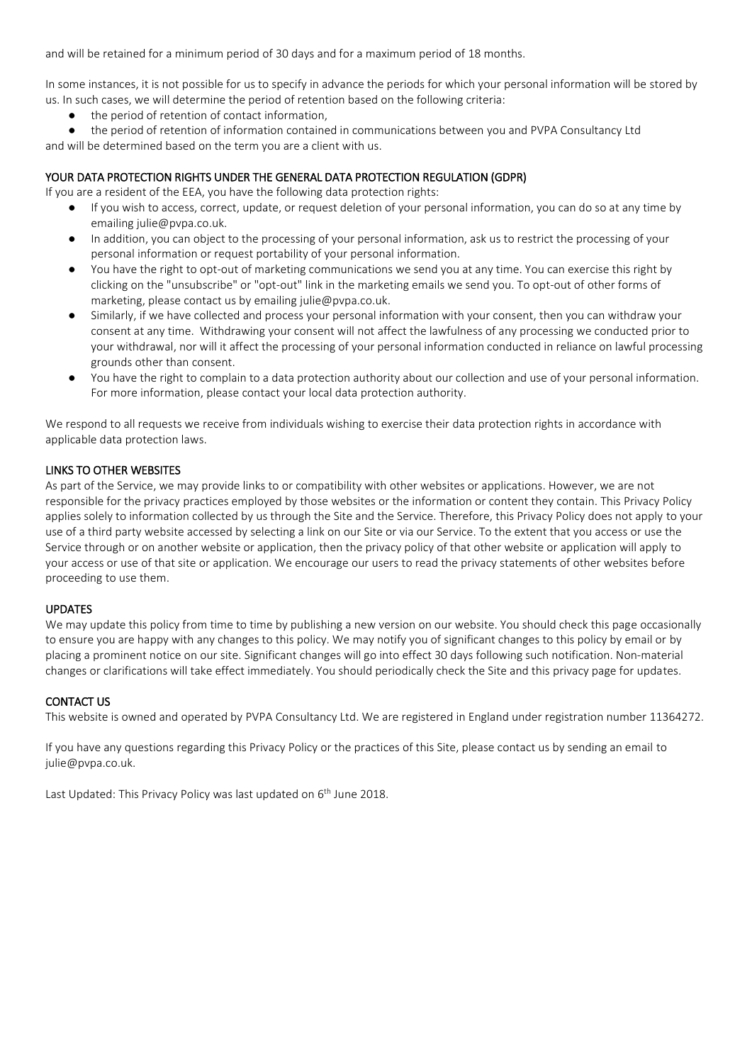and will be retained for a minimum period of 30 days and for a maximum period of 18 months.

In some instances, it is not possible for us to specify in advance the periods for which your personal information will be stored by us. In such cases, we will determine the period of retention based on the following criteria:

- the period of retention of contact information,
- the period of retention of information contained in communications between you and PVPA Consultancy Ltd

and will be determined based on the term you are a client with us.

## YOUR DATA PROTECTION RIGHTS UNDER THE GENERAL DATA PROTECTION REGULATION (GDPR)

If you are a resident of the EEA, you have the following data protection rights:

- If you wish to access, correct, update, or request deletion of your personal information, you can do so at any time by emailing julie@pvpa.co.uk.
- In addition, you can object to the processing of your personal information, ask us to restrict the processing of your personal information or request portability of your personal information.
- You have the right to opt-out of marketing communications we send you at any time. You can exercise this right by clicking on the "unsubscribe" or "opt-out" link in the marketing emails we send you. To opt-out of other forms of marketing, please contact us by emailing julie@pvpa.co.uk.
- Similarly, if we have collected and process your personal information with your consent, then you can withdraw your consent at any time. Withdrawing your consent will not affect the lawfulness of any processing we conducted prior to your withdrawal, nor will it affect the processing of your personal information conducted in reliance on lawful processing grounds other than consent.
- You have the right to complain to a data protection authority about our collection and use of your personal information. For more information, please contact your local data protection authority.

We respond to all requests we receive from individuals wishing to exercise their data protection rights in accordance with applicable data protection laws.

## LINKS TO OTHER WEBSITES

As part of the Service, we may provide links to or compatibility with other websites or applications. However, we are not responsible for the privacy practices employed by those websites or the information or content they contain. This Privacy Policy applies solely to information collected by us through the Site and the Service. Therefore, this Privacy Policy does not apply to your use of a third party website accessed by selecting a link on our Site or via our Service. To the extent that you access or use the Service through or on another website or application, then the privacy policy of that other website or application will apply to your access or use of that site or application. We encourage our users to read the privacy statements of other websites before proceeding to use them.

## UPDATES

We may update this policy from time to time by publishing a new version on our website. You should check this page occasionally to ensure you are happy with any changes to this policy. We may notify you of significant changes to this policy by email or by placing a prominent notice on our site. Significant changes will go into effect 30 days following such notification. Non-material changes or clarifications will take effect immediately. You should periodically check the Site and this privacy page for updates.

## CONTACT US

This website is owned and operated by PVPA Consultancy Ltd. We are registered in England under registration number 11364272.

If you have any questions regarding this Privacy Policy or the practices of this Site, please contact us by sending an email to julie@pvpa.co.uk.

Last Updated: This Privacy Policy was last updated on 6th June 2018.